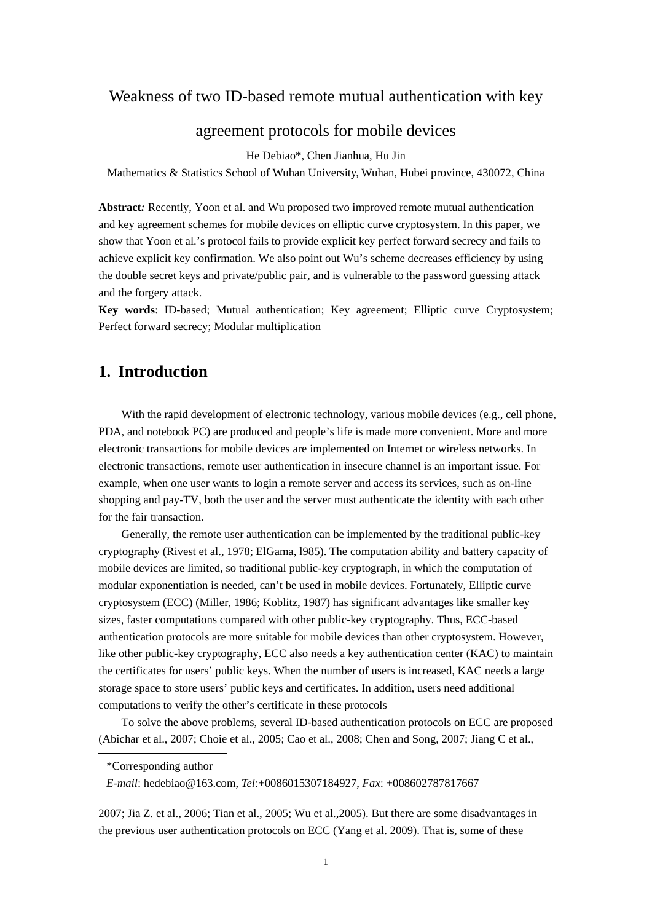# Weakness of two ID-based remote mutual authentication with key agreement protocols for mobile devices

He Debiao*, Chen Jianhua, Hu Jin

Mathematics & Statistics School of Wuhan University, Wuhan, Hubei province, 430072, China

**Abstract***:* Recently, Yoon et al. and Wu proposed two improved remote mutual authentication and key agreement schemes for mobile devices on elliptic curve cryptosystem. In this paper, we show that Yoon et al.'s protocol fails to provide explicit key perfect forward secrecy and fails to achieve explicit key confirmation. We also point out Wu's scheme decreases efficiency by using the double secret keys and private/public pair, and is vulnerable to the password guessing attack and the forgery attack.

**Key words**: ID-based; Mutual authentication; Key agreement; Elliptic curve Cryptosystem; Perfect forward secrecy; Modular multiplication

## 1. Introduction

With the rapid development of electronic technology, various mobile devices (e.g., cell phone, PDA, and notebook PC) are produced and people's life is made more convenient. More and more electronic transactions for mobile devices are implemented on Internet or wireless networks. In electronic transactions, remote user authentication in insecure channel is an important issue. For example, when one user wants to login a remote server and access its services, such as on-line shopping and pay-TV, both the user and the server must authenticate the identity with each other for the fair transaction.

Generally, the remote user authentication can be implemented by the traditional public-key cryptography (Rivest et al., 1978; ElGama, l985). The computation ability and battery capacity of mobile devices are limited, so traditional public-key cryptograph, in which the computation of modular exponentiation is needed, can't be used in mobile devices. Fortunately, Elliptic curve cryptosystem (ECC) (Miller, 1986; Koblitz, 1987) has significant advantages like smaller key sizes, faster computations compared with other public-key cryptography. Thus, ECC-based authentication protocols are more suitable for mobile devices than other cryptosystem. However, like other public-key cryptography, ECC also needs a key authentication center (KAC) to maintain the certificates for users' public keys. When the number of users is increased, KAC needs a large storage space to store users' public keys and certificates. In addition, users need additional computations to verify the other's certificate in these protocols

To solve the above problems, several ID-based authentication protocols on ECC are proposed (Abichar et al., 2007; Choie et al., 2005; Cao et al., 2008; Chen and Song, 2007; Jiang C et al., 2007; Jia Z. et al., 2006; Tian et al., 2005; Wu et al.,2005). But there are some disadvantages in the previous user authentication protocols on ECC (Yang et al. 2009). That is, some of these

*Corresponding author

*E-mail*: hedebiao@163.com, *Tel*:+0086015307184927, *Fax*: +008602787817667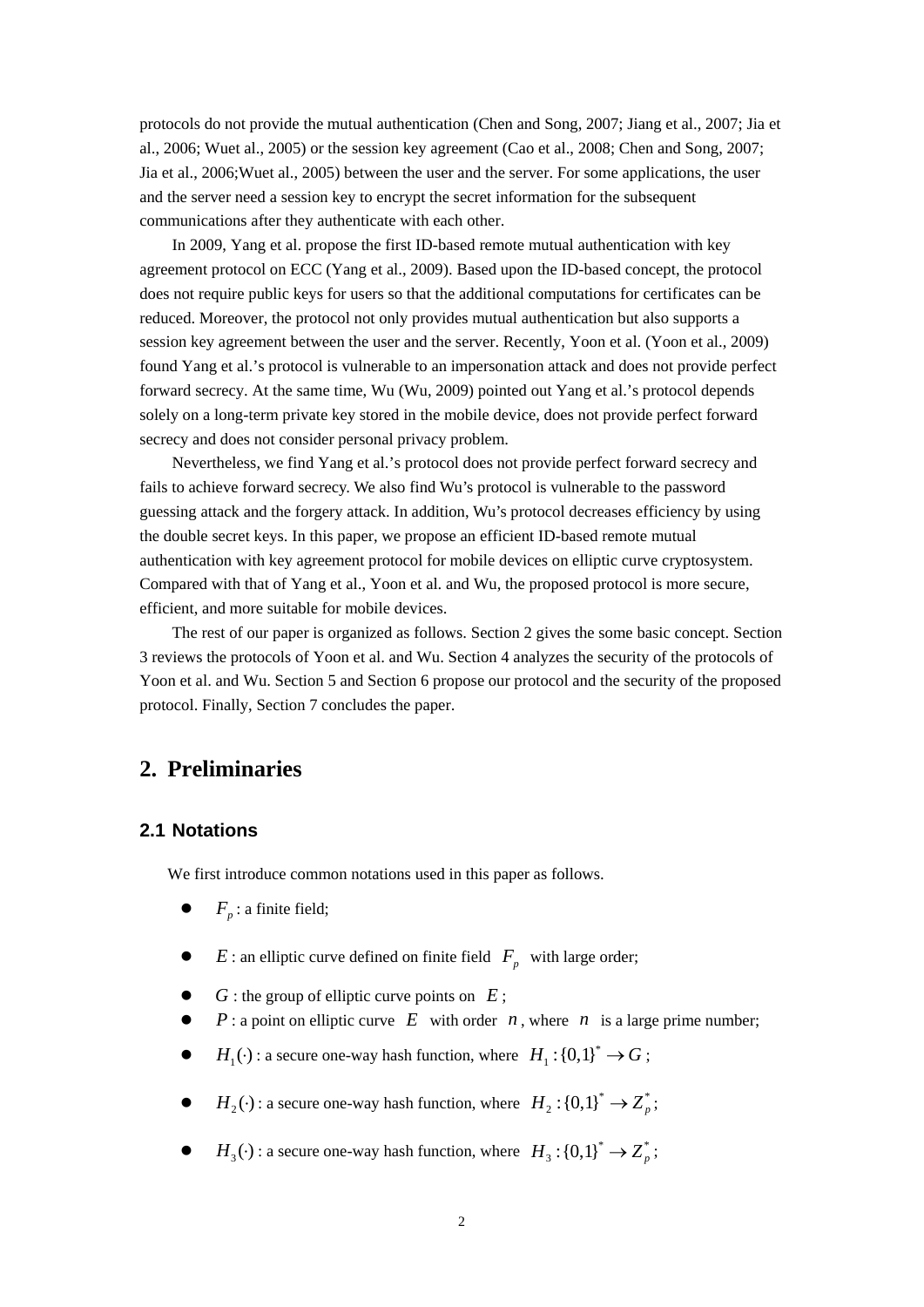protocols do not provide the mutual authentication (Chen and Song, 2007; Jiang et al., 2007; Jia et al., 2006; Wuet al., 2005) or the session key agreement (Cao et al., 2008; Chen and Song, 2007; Jia et al., 2006;Wuet al., 2005) between the user and the server. For some applications, the user and the server need a session key to encrypt the secret information for the subsequent communications after they authenticate with each other.

In 2009, Yang et al. propose the first ID-based remote mutual authentication with key agreement protocol on ECC (Yang et al., 2009). Based upon the ID-based concept, the protocol does not require public keys for users so that the additional computations for certificates can be reduced. Moreover, the protocol not only provides mutual authentication but also supports a session key agreement between the user and the server. Recently, Yoon et al. (Yoon et al., 2009) found Yang et al.'s protocol is vulnerable to an impersonation attack and does not provide perfect forward secrecy. At the same time, Wu (Wu, 2009) pointed out Yang et al.'s protocol depends solely on a long-term private key stored in the mobile device, does not provide perfect forward secrecy and does not consider personal privacy problem.

Nevertheless, we find Yang et al.'s protocol does not provide perfect forward secrecy and fails to achieve forward secrecy. We also find Wu's protocol is vulnerable to the password guessing attack and the forgery attack. In addition, Wu's protocol decreases efficiency by using the double secret keys. In this paper, we propose an efficient ID-based remote mutual authentication with key agreement protocol for mobile devices on elliptic curve cryptosystem. Compared with that of Yang et al., Yoon et al. and Wu, the proposed protocol is more secure, efficient, and more suitable for mobile devices.

The rest of our paper is organized as follows. Section 2 gives the some basic concept. Section 3 reviews the protocols of Yoon et al. and Wu. Section 4 analyzes the security of the protocols of Yoon et al. and Wu. Section 5 and Section 6 propose our protocol and the security of the proposed protocol. Finally, Section 7 concludes the paper.

## 2. Preliminaries

### 2.1 Notations

We first introduce common notations used in this paper as follows.

- $F_p$ : a finite field;
- $E$ : an elliptic curve defined on finite field $F_p$ with large order;
- $G$ : the group of elliptic curve points on $E$ ;
- $P$ : a point on elliptic curve $E$ with order $n$ , where $n$ is a large prime number;
- $H_1(\cdot)$ : a secure one-way hash function, where $H_1 : \{0,1\}^* \rightarrow G$ ;
- $H_2(\cdot)$ : a secure one-way hash function, where $H_2 : \{0,1\}^* \rightarrow Z_p^*$;
- $H_3(\cdot)$ : a secure one-way hash function, where $H_3 : \{0,1\}^* \rightarrow Z_p^*$;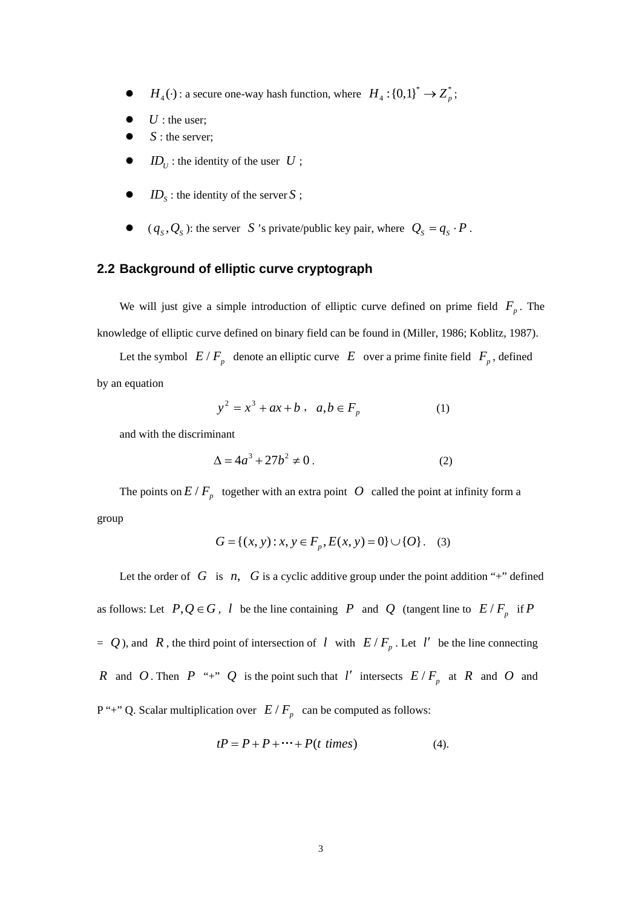- $H_4(\cdot)$ : a secure one-way hash function, where $H_4 : \{0,1\}^* \rightarrow Z_p^*$;
- $U$ : the user;
- $S$ : the server;
- $ID_U$ : the identity of the user $U$ ;
- $ID_S$ : the identity of the server $S$ ;
- ( $q_S, Q_S$ ): the server $S$ 's private/public key pair, where $Q_S = q_S \cdot P$ .

## 2.2 Background of elliptic curve cryptograph

We will just give a simple introduction of elliptic curve defined on prime field $F_p$. The knowledge of elliptic curve defined on binary field can be found in (Miller, 1986; Koblitz, 1987).

Let the symbol $E/F_p$ denote an elliptic curve $E$ over a prime finite field $F_p$, defined by an equation

$$y^2 = x^3 + ax + b\,,\quad a, b \in F_p \tag{1}$$

and with the discriminant

$$\Delta = 4a^3 + 27b^2 \neq 0\,. \tag{2}$$

The points on $E/F_p$ together with an extra point $O$ called the point at infinity form a group

$$G = \{(x, y) : x, y \in F_p, E(x, y) = 0\} \cup \{O\}\,. \tag{3}$$

Let the order of $G$ is $n$, $G$ is a cyclic additive group under the point addition "+" defined as follows: Let $P, Q \in G$, $l$ be the line containing $P$ and $Q$ (tangent line to $E/F_p$ if $P$ = $Q$), and $R$, the third point of intersection of $l$ with $E/F_p$. Let $l'$ be the line connecting $R$ and $O$. Then $P$ "+" $Q$ is the point such that $l'$ intersects $E/F_p$ at $R$ and $O$ and P "+" Q. Scalar multiplication over $E/F_p$ can be computed as follows:

$$tP = P + P + \cdots + P(t\ times) \tag{4}$$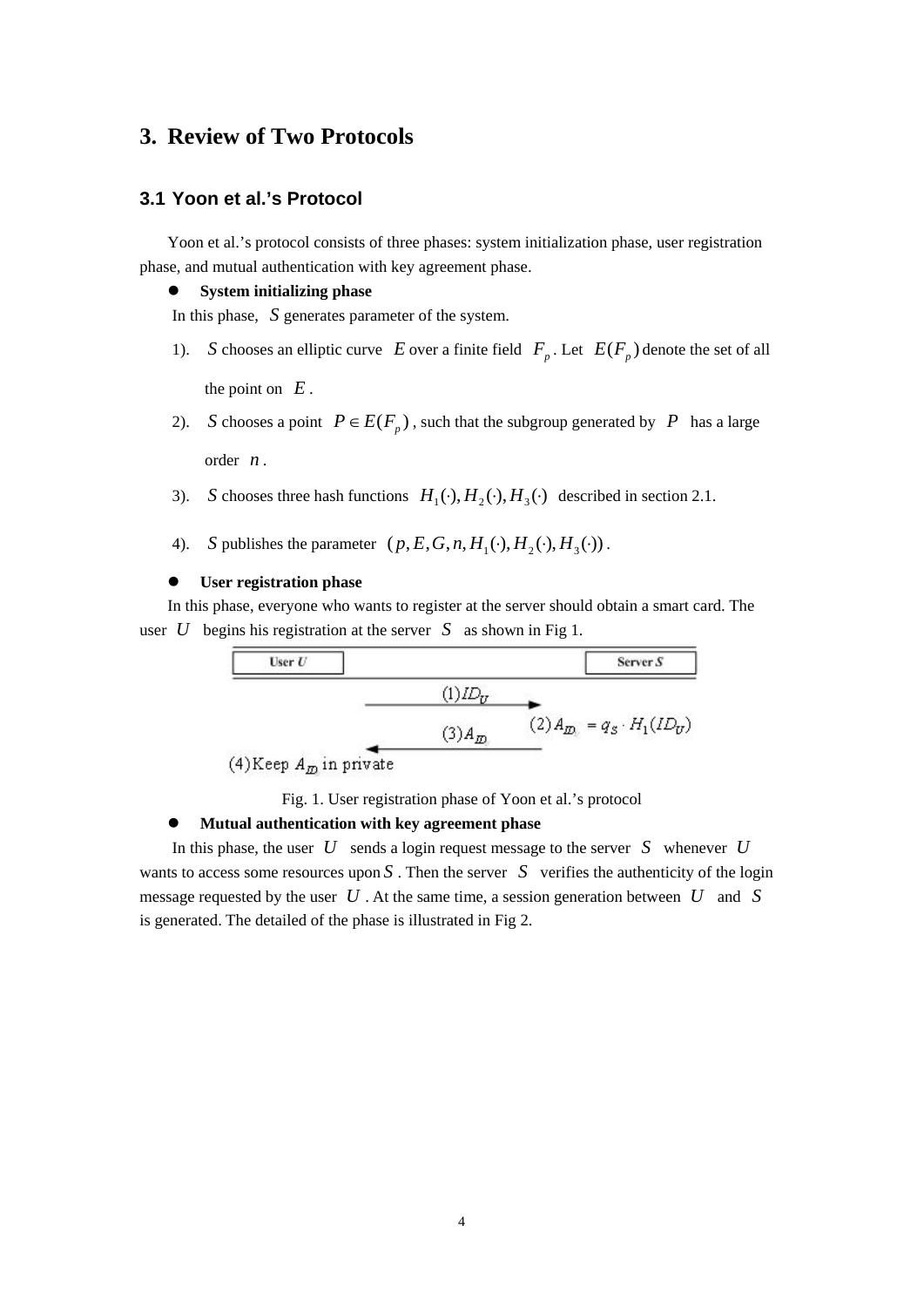# 3. Review of Two Protocols

## 3.1 Yoon et al.'s Protocol

Yoon et al.'s protocol consists of three phases: system initialization phase, user registration phase, and mutual authentication with key agreement phase.

- **System initializing phase**

In this phase, $S$ generates parameter of the system.

1). $S$ chooses an elliptic curve $E$ over a finite field $F_p$. Let $E(F_p)$ denote the set of all the point on $E$.

2). $S$ chooses a point $P \in E(F_p)$, such that the subgroup generated by $P$ has a large order $n$.

3). $S$ chooses three hash functions $H_1(\cdot), H_2(\cdot), H_3(\cdot)$ described in section 2.1.

4). $S$ publishes the parameter $(p, E, G, n, H_1(\cdot), H_2(\cdot), H_3(\cdot))$.

- **User registration phase**

In this phase, everyone who wants to register at the server should obtain a smart card. The user $U$ begins his registration at the server $S$ as shown in Fig 1.

| User $U$ | | Server $S$ |
|---|---|---|
| | (1) $ID_U$ → | |
| | | (2) $A_{ID} = q_S \cdot H_1(ID_U)$ |
| | ← (3) $A_{ID}$ | |
| (4) Keep $A_{ID}$ in private | | |

Fig. 1. User registration phase of Yoon et al.'s protocol

- **Mutual authentication with key agreement phase**

In this phase, the user $U$ sends a login request message to the server $S$ whenever $U$ wants to access some resources upon $S$. Then the server $S$ verifies the authenticity of the login message requested by the user $U$. At the same time, a session generation between $U$ and $S$ is generated. The detailed of the phase is illustrated in Fig 2.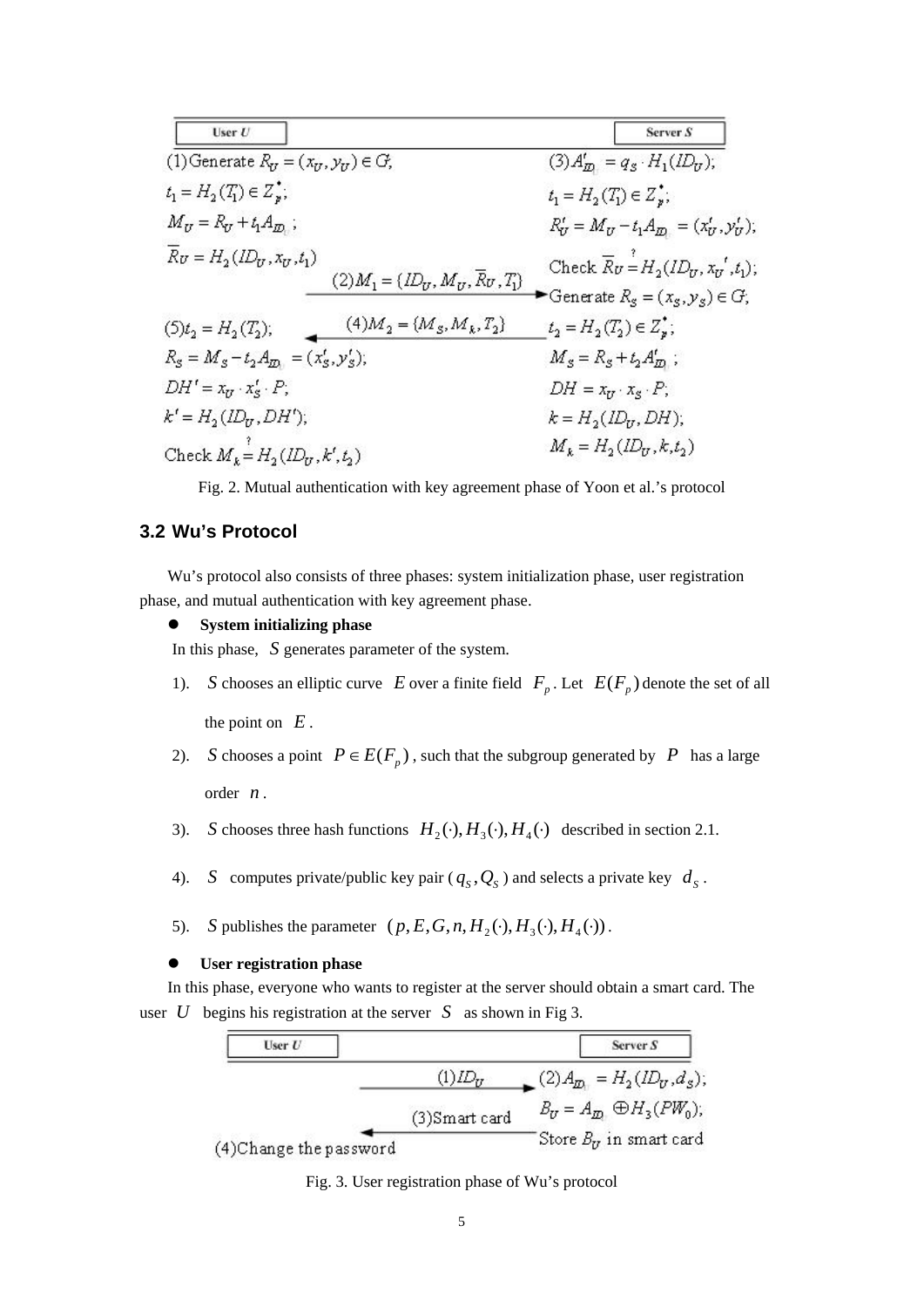| User $U$ | | Server $S$ |
| --- | --- | --- |
| (1)Generate $R_U = (x_U, y_U) \in G$; | | (3)$A'_{ID_U} = q_S \cdot H_1(ID_U)$; |
| $t_1 = H_2(T_1) \in Z_p^*$; | | $t_1 = H_2(T_1) \in Z_p^*$; |
| $M_U = R_U + t_1 A_{ID_U}$; | | $R'_U = M_U - t_1 A_{ID_U} = (x'_U, y'_U)$; |
| $\overline{R}_U = H_2(ID_U, x_U, t_1)$ | (2)$M_1 = \{ID_U, M_U, \overline{R}_U, T_1\}$ → | Check $\overline{R}_U \overset{?}{=} H_2(ID_U, x_U{}', t_1)$; |
| | | Generate $R_S = (x_S, y_S) \in G$; |
| (5)$t_2 = H_2(T_2)$; | ← (4)$M_2 = \{M_S, M_k, T_2\}$ | $t_2 = H_2(T_2) \in Z_p^*$; |
| $R_S = M_S - t_2 A_{ID_U} = (x'_S, y'_S)$; | | $M_S = R_S + t_2 A'_{ID_U}$; |
| $DH' = x_U \cdot x'_S \cdot P$; | | $DH = x_U \cdot x_S \cdot P$; |
| $k' = H_2(ID_U, DH')$; | | $k = H_2(ID_U, DH)$; |
| Check $M_k \overset{?}{=} H_2(ID_U, k', t_2)$ | | $M_k = H_2(ID_U, k, t_2)$ |

Fig. 2. Mutual authentication with key agreement phase of Yoon et al.'s protocol

### 3.2 Wu's Protocol

Wu's protocol also consists of three phases: system initialization phase, user registration phase, and mutual authentication with key agreement phase.

- **System initializing phase**

In this phase, $S$ generates parameter of the system.

1). $S$ chooses an elliptic curve $E$ over a finite field $F_p$. Let $E(F_p)$ denote the set of all the point on $E$.

2). $S$ chooses a point $P \in E(F_p)$, such that the subgroup generated by $P$ has a large order $n$.

3). $S$ chooses three hash functions $H_2(\cdot), H_3(\cdot), H_4(\cdot)$ described in section 2.1.

4). $S$ computes private/public key pair ($q_S, Q_S$) and selects a private key $d_S$.

5). $S$ publishes the parameter $(p, E, G, n, H_2(\cdot), H_3(\cdot), H_4(\cdot))$.

- **User registration phase**

In this phase, everyone who wants to register at the server should obtain a smart card. The user $U$ begins his registration at the server $S$ as shown in Fig 3.

| User $U$ | | Server $S$ |
| --- | --- | --- |
| | (1)$ID_U$ → | (2)$A_{ID_U} = H_2(ID_U, d_S)$; |
| | | $B_U = A_{ID} \oplus H_3(PW_0)$; |
| | ← (3)Smart card | Store $B_U$ in smart card |
| (4)Change the password | | |

Fig. 3. User registration phase of Wu's protocol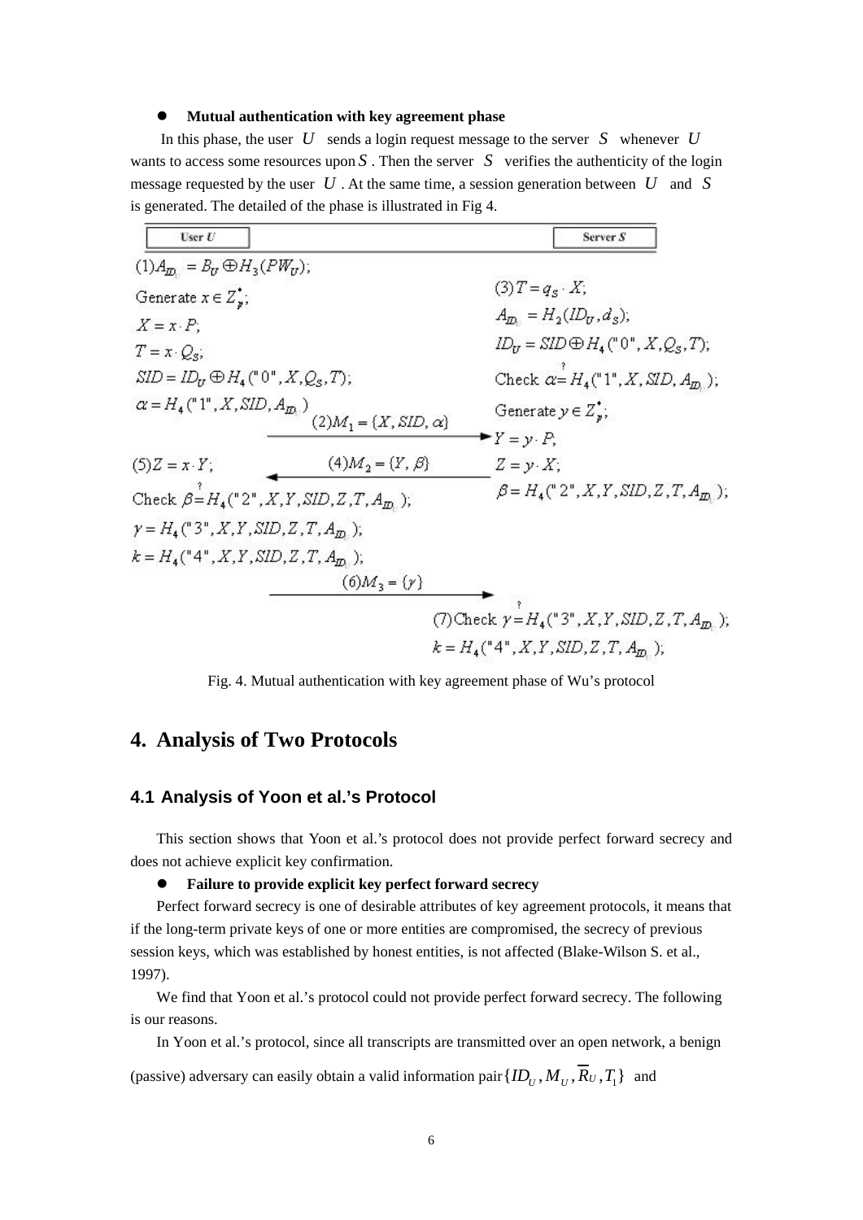- **Mutual authentication with key agreement phase**

In this phase, the user $U$ sends a login request message to the server $S$ whenever $U$ wants to access some resources upon $S$. Then the server $S$ verifies the authenticity of the login message requested by the user $U$. At the same time, a session generation between $U$ and $S$ is generated. The detailed of the phase is illustrated in Fig 4.

| User $U$ | | Server $S$ |
| --- | --- | --- |
| (1) $A_{ID_U} = B_U \oplus H_3(PW_U)$; | | |
| Generate $x \in Z_p^*$; | | |
| $X = x \cdot P$; | | |
| $T = x \cdot Q_S$; | | |
| $SID = ID_U \oplus H_4(\text{"}0\text{"}, X, Q_S, T)$; | | |
| $\alpha = H_4(\text{"}1\text{"}, X, SID, A_{ID_U})$ | | |
| | (2) $M_1 = \{X, SID, \alpha\}$ → | |
| | | (3) $T = q_S \cdot X$; |
| | | $A_{ID_U} = H_2(ID_U, d_S)$; |
| | | $ID_U = SID \oplus H_4(\text{"}0\text{"}, X, Q_S, T)$; |
| | | Check $\alpha \stackrel{?}{=} H_4(\text{"}1\text{"}, X, SID, A_{ID_U})$; |
| | | Generate $y \in Z_p^*$; |
| | | $Y = y \cdot P$; |
| | | $Z = y \cdot X$; |
| | | $\beta = H_4(\text{"}2\text{"}, X, Y, SID, Z, T, A_{ID_U})$; |
| | ← (4) $M_2 = \{Y, \beta\}$ | |
| (5) $Z = x \cdot Y$; | | |
| Check $\beta \stackrel{?}{=} H_4(\text{"}2\text{"}, X, Y, SID, Z, T, A_{ID_U})$; | | |
| $\gamma = H_4(\text{"}3\text{"}, X, Y, SID, Z, T, A_{ID_U})$; | | |
| $k = H_4(\text{"}4\text{"}, X, Y, SID, Z, T, A_{ID_U})$; | | |
| | (6) $M_3 = \{\gamma\}$ → | |
| | | (7) Check $\gamma \stackrel{?}{=} H_4(\text{"}3\text{"}, X, Y, SID, Z, T, A_{ID_U})$; |
| | | $k = H_4(\text{"}4\text{"}, X, Y, SID, Z, T, A_{ID_U})$; |

Fig. 4. Mutual authentication with key agreement phase of Wu's protocol

## 4. Analysis of Two Protocols

### 4.1 Analysis of Yoon et al.'s Protocol

This section shows that Yoon et al.'s protocol does not provide perfect forward secrecy and does not achieve explicit key confirmation.

- **Failure to provide explicit key perfect forward secrecy**

Perfect forward secrecy is one of desirable attributes of key agreement protocols, it means that if the long-term private keys of one or more entities are compromised, the secrecy of previous session keys, which was established by honest entities, is not affected (Blake-Wilson S. et al., 1997).

We find that Yoon et al.'s protocol could not provide perfect forward secrecy. The following is our reasons.

In Yoon et al.'s protocol, since all transcripts are transmitted over an open network, a benign (passive) adversary can easily obtain a valid information pair $\{ID_U, M_U, \overline{R}_U, T_1\}$ and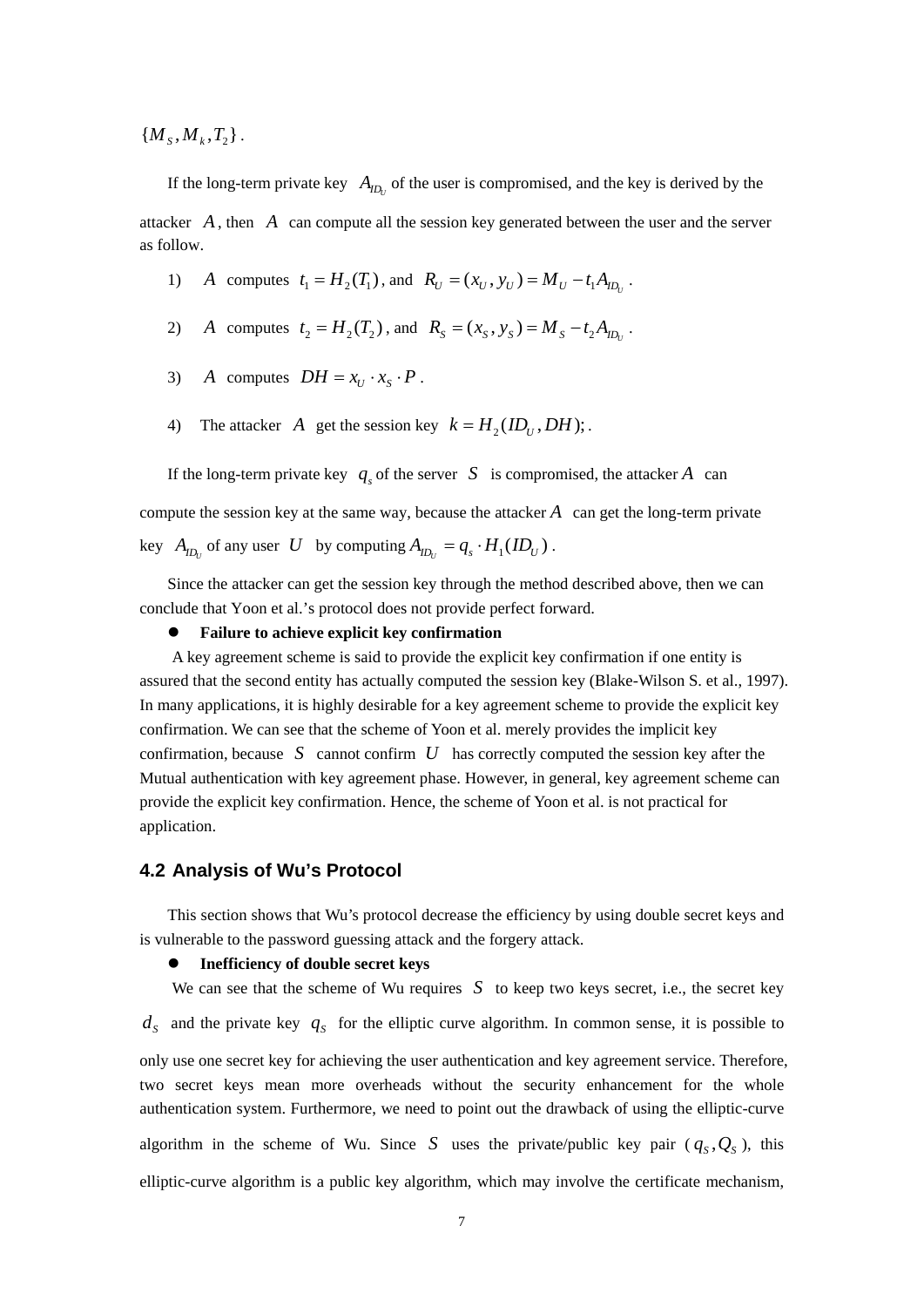$\{M_S, M_k, T_2\}$.

If the long-term private key $A_{ID_U}$ of the user is compromised, and the key is derived by the attacker $A$, then $A$ can compute all the session key generated between the user and the server as follow.

1) $A$ computes $t_1 = H_2(T_1)$, and $R_U = (x_U, y_U) = M_U - t_1 A_{ID_U}$.

2) $A$ computes $t_2 = H_2(T_2)$, and $R_S = (x_S, y_S) = M_S - t_2 A_{ID_U}$.

3) $A$ computes $DH = x_U \cdot x_S \cdot P$.

4) The attacker $A$ get the session key $k = H_2(ID_U, DH);$.

If the long-term private key $q_s$ of the server $S$ is compromised, the attacker $A$ can compute the session key at the same way, because the attacker $A$ can get the long-term private key $A_{ID_U}$ of any user $U$ by computing $A_{ID_U} = q_s \cdot H_1(ID_U)$.

Since the attacker can get the session key through the method described above, then we can conclude that Yoon et al.'s protocol does not provide perfect forward.

- **Failure to achieve explicit key confirmation**

A key agreement scheme is said to provide the explicit key confirmation if one entity is assured that the second entity has actually computed the session key (Blake-Wilson S. et al., 1997). In many applications, it is highly desirable for a key agreement scheme to provide the explicit key confirmation. We can see that the scheme of Yoon et al. merely provides the implicit key confirmation, because $S$ cannot confirm $U$ has correctly computed the session key after the Mutual authentication with key agreement phase. However, in general, key agreement scheme can provide the explicit key confirmation. Hence, the scheme of Yoon et al. is not practical for application.

## 4.2 Analysis of Wu's Protocol

This section shows that Wu's protocol decrease the efficiency by using double secret keys and is vulnerable to the password guessing attack and the forgery attack.

- **Inefficiency of double secret keys**

We can see that the scheme of Wu requires $S$ to keep two keys secret, i.e., the secret key $d_S$ and the private key $q_S$ for the elliptic curve algorithm. In common sense, it is possible to only use one secret key for achieving the user authentication and key agreement service. Therefore, two secret keys mean more overheads without the security enhancement for the whole authentication system. Furthermore, we need to point out the drawback of using the elliptic-curve algorithm in the scheme of Wu. Since $S$ uses the private/public key pair ($q_S, Q_S$), this elliptic-curve algorithm is a public key algorithm, which may involve the certificate mechanism,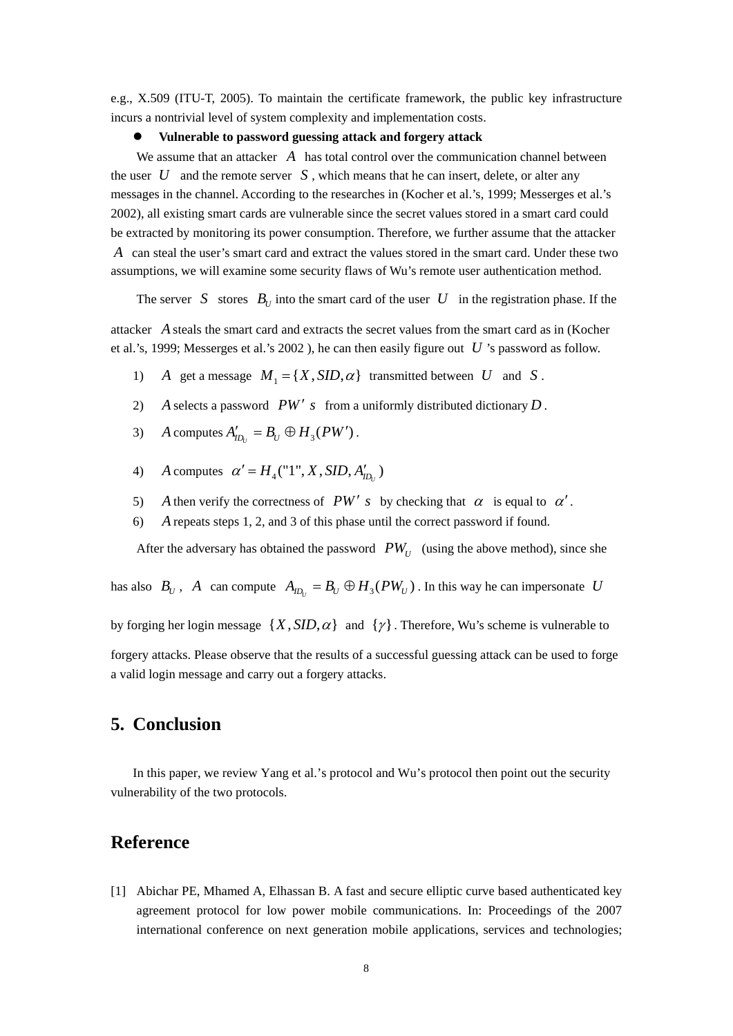e.g., X.509 (ITU-T, 2005). To maintain the certificate framework, the public key infrastructure incurs a nontrivial level of system complexity and implementation costs.

- **Vulnerable to password guessing attack and forgery attack**

We assume that an attacker $A$ has total control over the communication channel between the user $U$ and the remote server $S$, which means that he can insert, delete, or alter any messages in the channel. According to the researches in (Kocher et al.'s, 1999; Messerges et al.'s 2002), all existing smart cards are vulnerable since the secret values stored in a smart card could be extracted by monitoring its power consumption. Therefore, we further assume that the attacker $A$ can steal the user's smart card and extract the values stored in the smart card. Under these two assumptions, we will examine some security flaws of Wu's remote user authentication method.

The server $S$ stores $B_U$ into the smart card of the user $U$ in the registration phase. If the attacker $A$ steals the smart card and extracts the secret values from the smart card as in (Kocher et al.'s, 1999; Messerges et al.'s 2002 ), he can then easily figure out $U$'s password as follow.

1) $A$ get a message $M_1 = \{X, SID, \alpha\}$ transmitted between $U$ and $S$.
2) $A$ selects a password $PW'$ $s$ from a uniformly distributed dictionary $D$.
3) $A$ computes $A'_{ID_U} = B_U \oplus H_3(PW')$.
4) $A$ computes $\alpha' = H_4("1", X, SID, A'_{ID_U})$
5) $A$ then verify the correctness of $PW'$ $s$ by checking that $\alpha$ is equal to $\alpha'$.
6) $A$ repeats steps 1, 2, and 3 of this phase until the correct password if found.

After the adversary has obtained the password $PW_U$ (using the above method), since she has also $B_U$, $A$ can compute $A_{ID_U} = B_U \oplus H_3(PW_U)$. In this way he can impersonate $U$ by forging her login message $\{X, SID, \alpha\}$ and $\{\gamma\}$. Therefore, Wu's scheme is vulnerable to forgery attacks. Please observe that the results of a successful guessing attack can be used to forge a valid login message and carry out a forgery attacks.

## 5. Conclusion

In this paper, we review Yang et al.'s protocol and Wu's protocol then point out the security vulnerability of the two protocols.

## Reference

[1] Abichar PE, Mhamed A, Elhassan B. A fast and secure elliptic curve based authenticated key agreement protocol for low power mobile communications. In: Proceedings of the 2007 international conference on next generation mobile applications, services and technologies;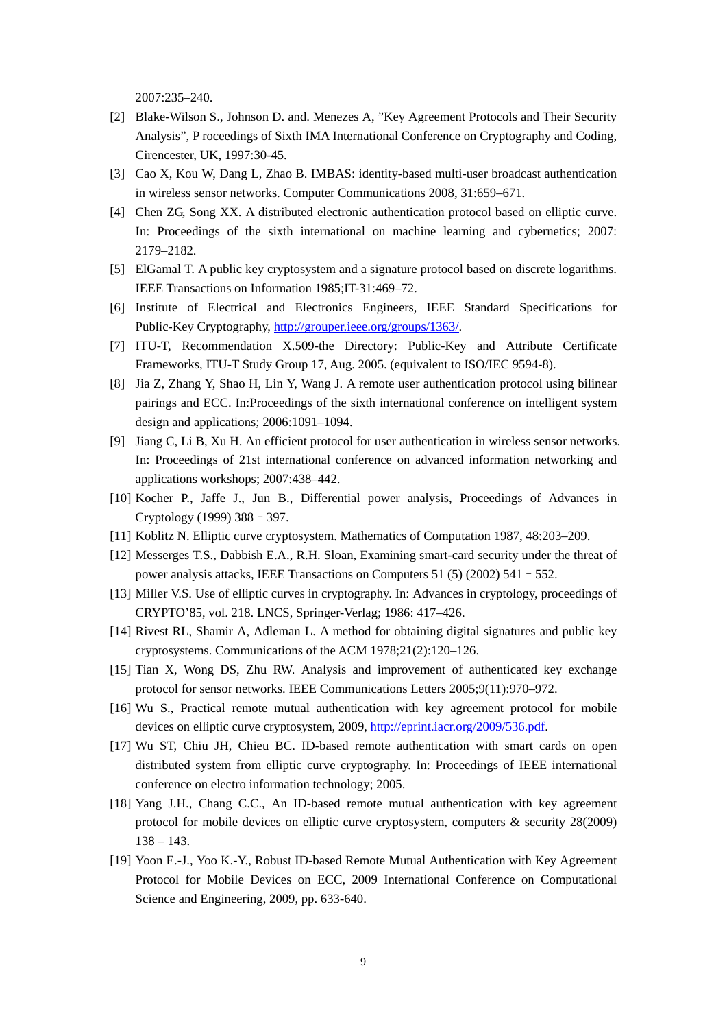2007:235–240.

[2] Blake-Wilson S., Johnson D. and. Menezes A, "Key Agreement Protocols and Their Security Analysis", P roceedings of Sixth IMA International Conference on Cryptography and Coding, Cirencester, UK, 1997:30-45.

[3] Cao X, Kou W, Dang L, Zhao B. IMBAS: identity-based multi-user broadcast authentication in wireless sensor networks. Computer Communications 2008, 31:659–671.

[4] Chen ZG, Song XX. A distributed electronic authentication protocol based on elliptic curve. In: Proceedings of the sixth international on machine learning and cybernetics; 2007: 2179–2182.

[5] ElGamal T. A public key cryptosystem and a signature protocol based on discrete logarithms. IEEE Transactions on Information 1985;IT-31:469–72.

[6] Institute of Electrical and Electronics Engineers, IEEE Standard Specifications for Public-Key Cryptography, http://grouper.ieee.org/groups/1363/.

[7] ITU-T, Recommendation X.509-the Directory: Public-Key and Attribute Certificate Frameworks, ITU-T Study Group 17, Aug. 2005. (equivalent to ISO/IEC 9594-8).

[8] Jia Z, Zhang Y, Shao H, Lin Y, Wang J. A remote user authentication protocol using bilinear pairings and ECC. In:Proceedings of the sixth international conference on intelligent system design and applications; 2006:1091–1094.

[9] Jiang C, Li B, Xu H. An efficient protocol for user authentication in wireless sensor networks. In: Proceedings of 21st international conference on advanced information networking and applications workshops; 2007:438–442.

[10] Kocher P., Jaffe J., Jun B., Differential power analysis, Proceedings of Advances in Cryptology (1999) 388 – 397.

[11] Koblitz N. Elliptic curve cryptosystem. Mathematics of Computation 1987, 48:203–209.

[12] Messerges T.S., Dabbish E.A., R.H. Sloan, Examining smart-card security under the threat of power analysis attacks, IEEE Transactions on Computers 51 (5) (2002) 541 – 552.

[13] Miller V.S. Use of elliptic curves in cryptography. In: Advances in cryptology, proceedings of CRYPTO'85, vol. 218. LNCS, Springer-Verlag; 1986: 417–426.

[14] Rivest RL, Shamir A, Adleman L. A method for obtaining digital signatures and public key cryptosystems. Communications of the ACM 1978;21(2):120–126.

[15] Tian X, Wong DS, Zhu RW. Analysis and improvement of authenticated key exchange protocol for sensor networks. IEEE Communications Letters 2005;9(11):970–972.

[16] Wu S., Practical remote mutual authentication with key agreement protocol for mobile devices on elliptic curve cryptosystem, 2009, http://eprint.iacr.org/2009/536.pdf.

[17] Wu ST, Chiu JH, Chieu BC. ID-based remote authentication with smart cards on open distributed system from elliptic curve cryptography. In: Proceedings of IEEE international conference on electro information technology; 2005.

[18] Yang J.H., Chang C.C., An ID-based remote mutual authentication with key agreement protocol for mobile devices on elliptic curve cryptosystem, computers & security 28(2009) 138 – 143.

[19] Yoon E.-J., Yoo K.-Y., Robust ID-based Remote Mutual Authentication with Key Agreement Protocol for Mobile Devices on ECC, 2009 International Conference on Computational Science and Engineering, 2009, pp. 633-640.